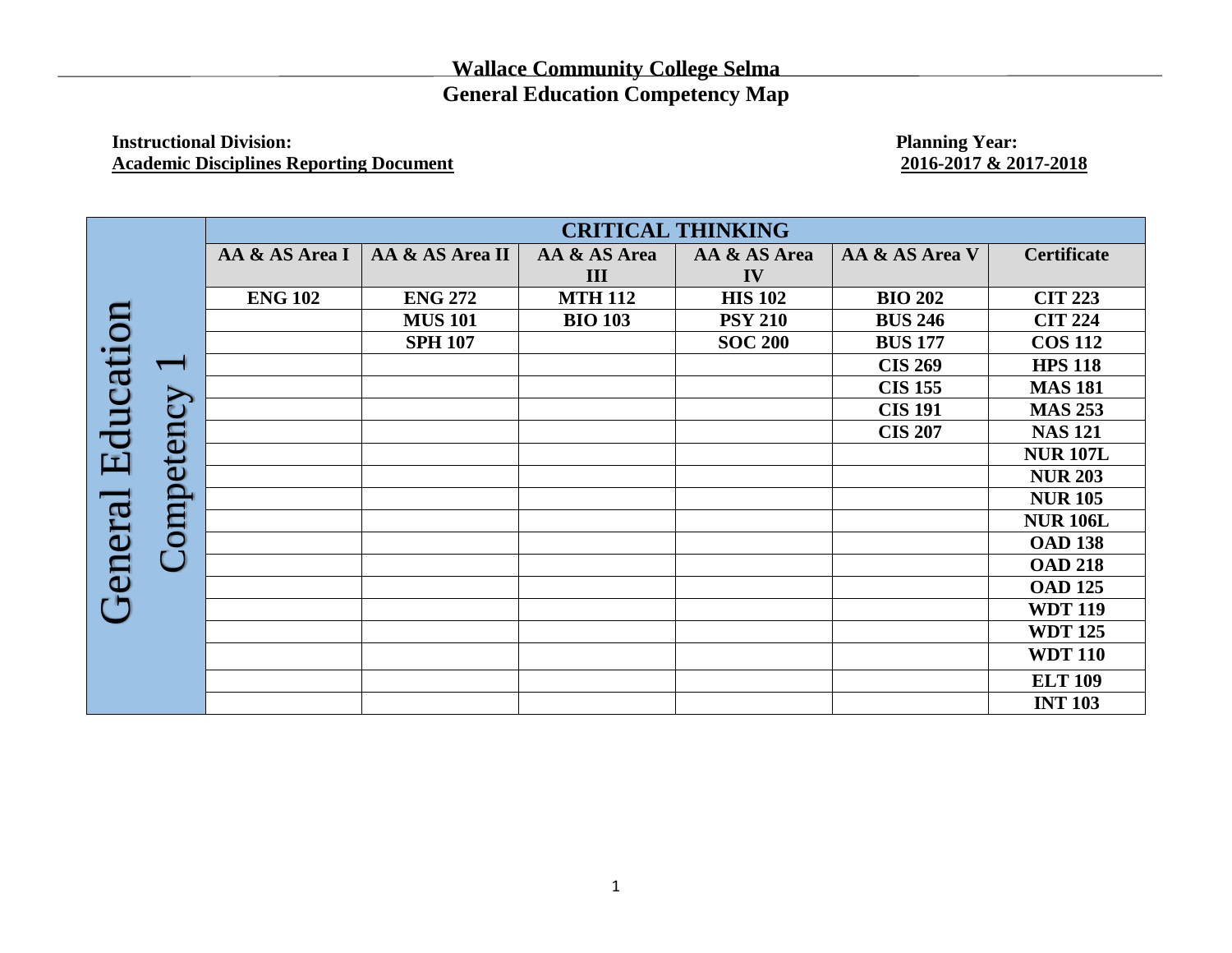# Wallace Community College Selma
## General Education Competency Map

**Instructional Division:**
**Academic Disciplines Reporting Document**

**Planning Year:**
**2016-2017 & 2017-2018**

| General Education Competency 1 | CRITICAL THINKING | | | | | |
|---|---|---|---|---|---|---|
| | **AA & AS Area I** | **AA & AS Area II** | **AA & AS Area III** | **AA & AS Area IV** | **AA & AS Area V** | **Certificate** |
| | **ENG 102** | **ENG 272** | **MTH 112** | **HIS 102** | **BIO 202** | **CIT 223** |
| | | **MUS 101** | **BIO 103** | **PSY 210** | **BUS 246** | **CIT 224** |
| | | **SPH 107** | | **SOC 200** | **BUS 177** | **COS 112** |
| | | | | | **CIS 269** | **HPS 118** |
| | | | | | **CIS 155** | **MAS 181** |
| | | | | | **CIS 191** | **MAS 253** |
| | | | | | **CIS 207** | **NAS 121** |
| | | | | | | **NUR 107L** |
| | | | | | | **NUR 203** |
| | | | | | | **NUR 105** |
| | | | | | | **NUR 106L** |
| | | | | | | **OAD 138** |
| | | | | | | **OAD 218** |
| | | | | | | **OAD 125** |
| | | | | | | **WDT 119** |
| | | | | | | **WDT 125** |
| | | | | | | **WDT 110** |
| | | | | | | **ELT 109** |
| | | | | | | **INT 103** |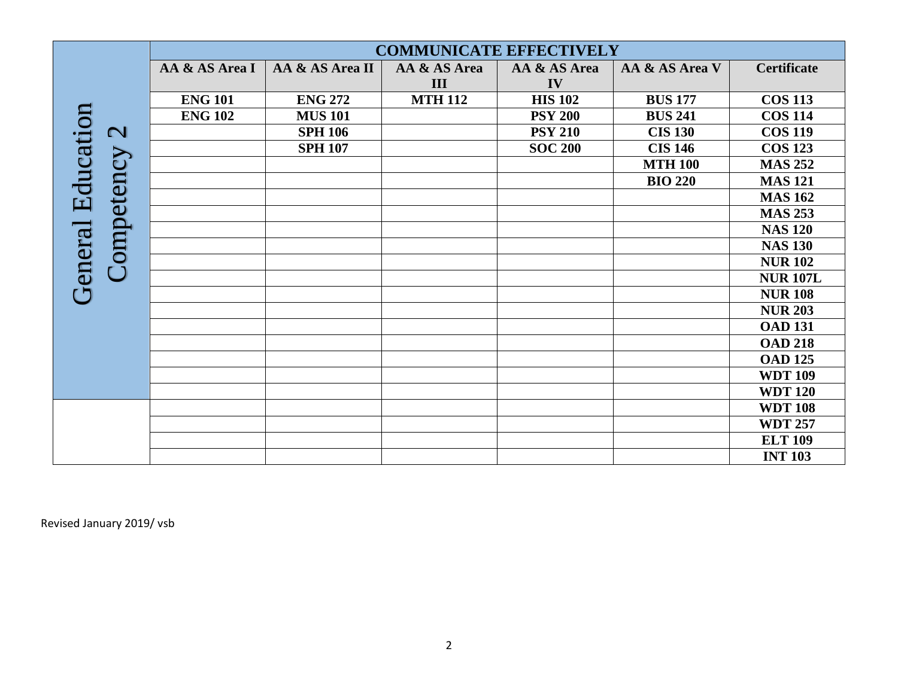| General Education Competency 2 | COMMUNICATE EFFECTIVELY | | | | | |
|---|---|---|---|---|---|---|
| | **AA & AS Area I** | **AA & AS Area II** | **AA & AS Area III** | **AA & AS Area IV** | **AA & AS Area V** | **Certificate** |
| | **ENG 101** | **ENG 272** | **MTH 112** | **HIS 102** | **BUS 177** | **COS 113** |
| | **ENG 102** | **MUS 101** | | **PSY 200** | **BUS 241** | **COS 114** |
| | | **SPH 106** | | **PSY 210** | **CIS 130** | **COS 119** |
| | | **SPH 107** | | **SOC 200** | **CIS 146** | **COS 123** |
| | | | | | **MTH 100** | **MAS 252** |
| | | | | | **BIO 220** | **MAS 121** |
| | | | | | | **MAS 162** |
| | | | | | | **MAS 253** |
| | | | | | | **NAS 120** |
| | | | | | | **NAS 130** |
| | | | | | | **NUR 102** |
| | | | | | | **NUR 107L** |
| | | | | | | **NUR 108** |
| | | | | | | **NUR 203** |
| | | | | | | **OAD 131** |
| | | | | | | **OAD 218** |
| | | | | | | **OAD 125** |
| | | | | | | **WDT 109** |
| | | | | | | **WDT 120** |
| | | | | | | **WDT 108** |
| | | | | | | **WDT 257** |
| | | | | | | **ELT 109** |
| | | | | | | **INT 103** |

Revised January 2019/ vsb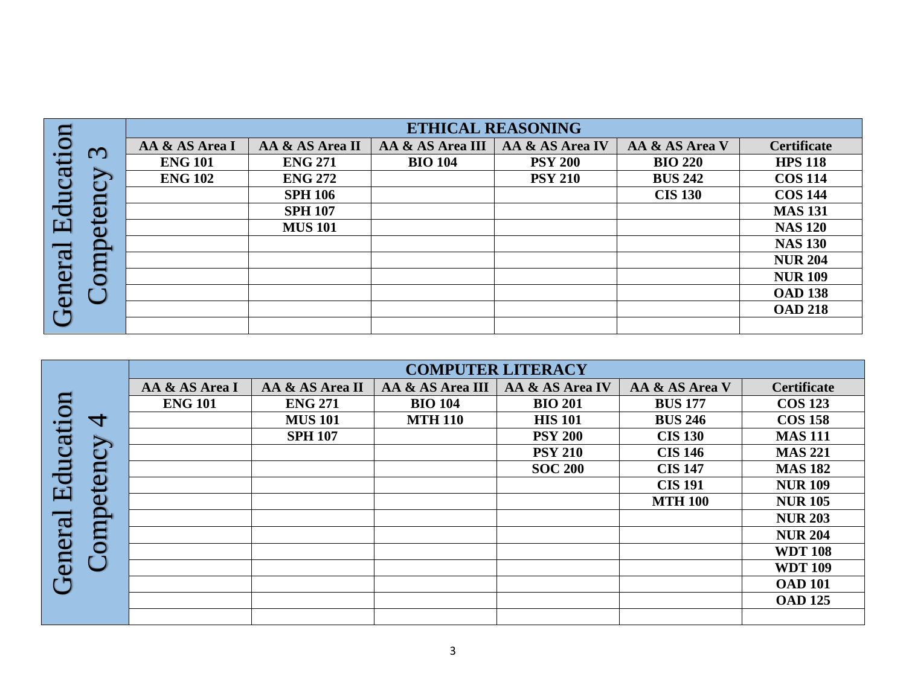## General Education Competency 3

| ETHICAL REASONING | | | | | |
|---|---|---|---|---|---|
| **AA & AS Area I** | **AA & AS Area II** | **AA & AS Area III** | **AA & AS Area IV** | **AA & AS Area V** | **Certificate** |
| **ENG 101** | **ENG 271** | **BIO 104** | **PSY 200** | **BIO 220** | **HPS 118** |
| **ENG 102** | **ENG 272** | | **PSY 210** | **BUS 242** | **COS 114** |
| | **SPH 106** | | | **CIS 130** | **COS 144** |
| | **SPH 107** | | | | **MAS 131** |
| | **MUS 101** | | | | **NAS 120** |
| | | | | | **NAS 130** |
| | | | | | **NUR 204** |
| | | | | | **NUR 109** |
| | | | | | **OAD 138** |
| | | | | | **OAD 218** |
| | | | | | |

## General Education Competency 4

| COMPUTER LITERACY | | | | | |
|---|---|---|---|---|---|
| **AA & AS Area I** | **AA & AS Area II** | **AA & AS Area III** | **AA & AS Area IV** | **AA & AS Area V** | **Certificate** |
| **ENG 101** | **ENG 271** | **BIO 104** | **BIO 201** | **BUS 177** | **COS 123** |
| | **MUS 101** | **MTH 110** | **HIS 101** | **BUS 246** | **COS 158** |
| | **SPH 107** | | **PSY 200** | **CIS 130** | **MAS 111** |
| | | | **PSY 210** | **CIS 146** | **MAS 221** |
| | | | **SOC 200** | **CIS 147** | **MAS 182** |
| | | | | **CIS 191** | **NUR 109** |
| | | | | **MTH 100** | **NUR 105** |
| | | | | | **NUR 203** |
| | | | | | **NUR 204** |
| | | | | | **WDT 108** |
| | | | | | **WDT 109** |
| | | | | | **OAD 101** |
| | | | | | **OAD 125** |
| | | | | | |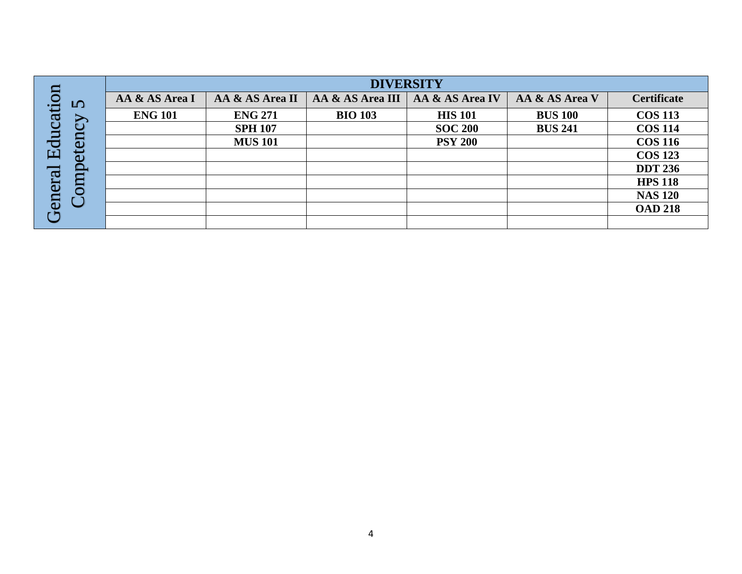| General Education Competency 5 | DIVERSITY | | | | | |
|---|---|---|---|---|---|---|
| | AA & AS Area I | AA & AS Area II | AA & AS Area III | AA & AS Area IV | AA & AS Area V | Certificate |
| | **ENG 101** | **ENG 271** | **BIO 103** | **HIS 101** | **BUS 100** | **COS 113** |
| | | **SPH 107** | | **SOC 200** | **BUS 241** | **COS 114** |
| | | **MUS 101** | | **PSY 200** | | **COS 116** |
| | | | | | | **COS 123** |
| | | | | | | **DDT 236** |
| | | | | | | **HPS 118** |
| | | | | | | **NAS 120** |
| | | | | | | **OAD 218** |
| | | | | | | |